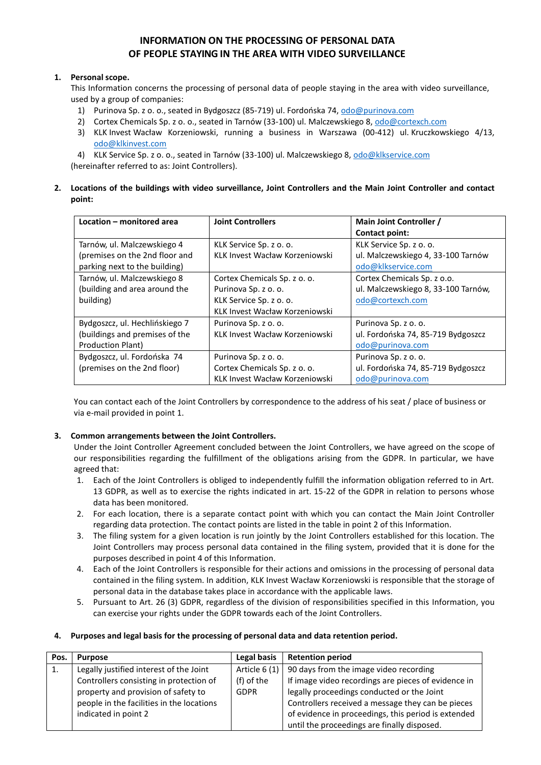# INFORMATION ON THE PROCESSING OF PERSONAL DATA OF PEOPLE STAYING IN THE AREA WITH VIDEO SURVEILLANCE

1. **Personal scope.**

   This Information concerns the processing of personal data of people staying in the area with video surveillance, used by a group of companies:

   1) Purinova Sp. z o. o., seated in Bydgoszcz (85-719) ul. Fordońska 74, odo@purinova.com
   2) Cortex Chemicals Sp. z o. o., seated in Tarnów (33-100) ul. Malczewskiego 8, odo@cortexch.com
   3) KLK Invest Wacław Korzeniowski, running a business in Warszawa (00-412) ul. Kruczkowskiego 4/13, odo@klkinvest.com
   4) KLK Service Sp. z o. o., seated in Tarnów (33-100) ul. Malczewskiego 8, odo@klkservice.com

   (hereinafter referred to as: Joint Controllers).

2. **Locations of the buildings with video surveillance, Joint Controllers and the Main Joint Controller and contact point:**

| Location – monitored area | Joint Controllers | Main Joint Controller / Contact point: |
|---|---|---|
| Tarnów, ul. Malczewskiego 4 (premises on the 2nd floor and parking next to the building) | KLK Service Sp. z o. o.<br>KLK Invest Wacław Korzeniowski | KLK Service Sp. z o. o.<br>ul. Malczewskiego 4, 33-100 Tarnów<br>odo@klkservice.com |
| Tarnów, ul. Malczewskiego 8 (building and area around the building) | Cortex Chemicals Sp. z o. o.<br>Purinova Sp. z o. o.<br>KLK Service Sp. z o. o.<br>KLK Invest Wacław Korzeniowski | Cortex Chemicals Sp. z o.o.<br>ul. Malczewskiego 8, 33-100 Tarnów,<br>odo@cortexch.com |
| Bydgoszcz, ul. Hechlińskiego 7 (buildings and premises of the Production Plant) | Purinova Sp. z o. o.<br>KLK Invest Wacław Korzeniowski | Purinova Sp. z o. o.<br>ul. Fordońska 74, 85-719 Bydgoszcz<br>odo@purinova.com |
| Bydgoszcz, ul. Fordońska 74 (premises on the 2nd floor) | Purinova Sp. z o. o.<br>Cortex Chemicals Sp. z o. o.<br>KLK Invest Wacław Korzeniowski | Purinova Sp. z o. o.<br>ul. Fordońska 74, 85-719 Bydgoszcz<br>odo@purinova.com |

   You can contact each of the Joint Controllers by correspondence to the address of his seat / place of business or via e-mail provided in point 1.

3. **Common arrangements between the Joint Controllers.**

   Under the Joint Controller Agreement concluded between the Joint Controllers, we have agreed on the scope of our responsibilities regarding the fulfillment of the obligations arising from the GDPR. In particular, we have agreed that:

   1. Each of the Joint Controllers is obliged to independently fulfill the information obligation referred to in Art. 13 GDPR, as well as to exercise the rights indicated in art. 15-22 of the GDPR in relation to persons whose data has been monitored.
   2. For each location, there is a separate contact point with which you can contact the Main Joint Controller regarding data protection. The contact points are listed in the table in point 2 of this Information.
   3. The filing system for a given location is run jointly by the Joint Controllers established for this location. The Joint Controllers may process personal data contained in the filing system, provided that it is done for the purposes described in point 4 of this Information.
   4. Each of the Joint Controllers is responsible for their actions and omissions in the processing of personal data contained in the filing system. In addition, KLK Invest Wacław Korzeniowski is responsible that the storage of personal data in the database takes place in accordance with the applicable laws.
   5. Pursuant to Art. 26 (3) GDPR, regardless of the division of responsibilities specified in this Information, you can exercise your rights under the GDPR towards each of the Joint Controllers.

4. **Purposes and legal basis for the processing of personal data and data retention period.**

| Pos. | Purpose | Legal basis | Retention period |
|---|---|---|---|
| 1. | Legally justified interest of the Joint Controllers consisting in protection of property and provision of safety to people in the facilities in the locations indicated in point 2 | Article 6 (1) (f) of the GDPR | 90 days from the image video recording<br>If image video recordings are pieces of evidence in legally proceedings conducted or the Joint Controllers received a message they can be pieces of evidence in proceedings, this period is extended until the proceedings are finally disposed. |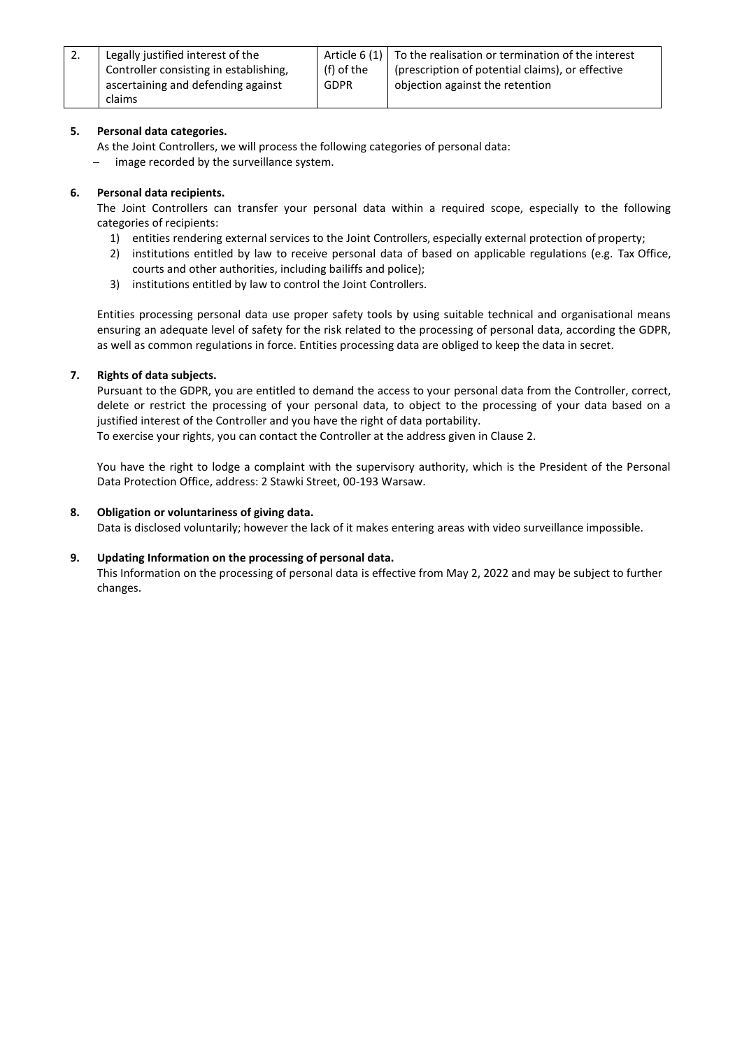| | | | |
|---|---|---|---|
| 2. | Legally justified interest of the Controller consisting in establishing, ascertaining and defending against claims | Article 6 (1) (f) of the GDPR | To the realisation or termination of the interest (prescription of potential claims), or effective objection against the retention |

**5. Personal data categories.**

As the Joint Controllers, we will process the following categories of personal data:

- image recorded by the surveillance system.

**6. Personal data recipients.**

The Joint Controllers can transfer your personal data within a required scope, especially to the following categories of recipients:

1) entities rendering external services to the Joint Controllers, especially external protection of property;
2) institutions entitled by law to receive personal data of based on applicable regulations (e.g. Tax Office, courts and other authorities, including bailiffs and police);
3) institutions entitled by law to control the Joint Controllers.

Entities processing personal data use proper safety tools by using suitable technical and organisational means ensuring an adequate level of safety for the risk related to the processing of personal data, according the GDPR, as well as common regulations in force. Entities processing data are obliged to keep the data in secret.

**7. Rights of data subjects.**

Pursuant to the GDPR, you are entitled to demand the access to your personal data from the Controller, correct, delete or restrict the processing of your personal data, to object to the processing of your data based on a justified interest of the Controller and you have the right of data portability.

To exercise your rights, you can contact the Controller at the address given in Clause 2.

You have the right to lodge a complaint with the supervisory authority, which is the President of the Personal Data Protection Office, address: 2 Stawki Street, 00-193 Warsaw.

**8. Obligation or voluntariness of giving data.**

Data is disclosed voluntarily; however the lack of it makes entering areas with video surveillance impossible.

**9. Updating Information on the processing of personal data.**

This Information on the processing of personal data is effective from May 2, 2022 and may be subject to further changes.